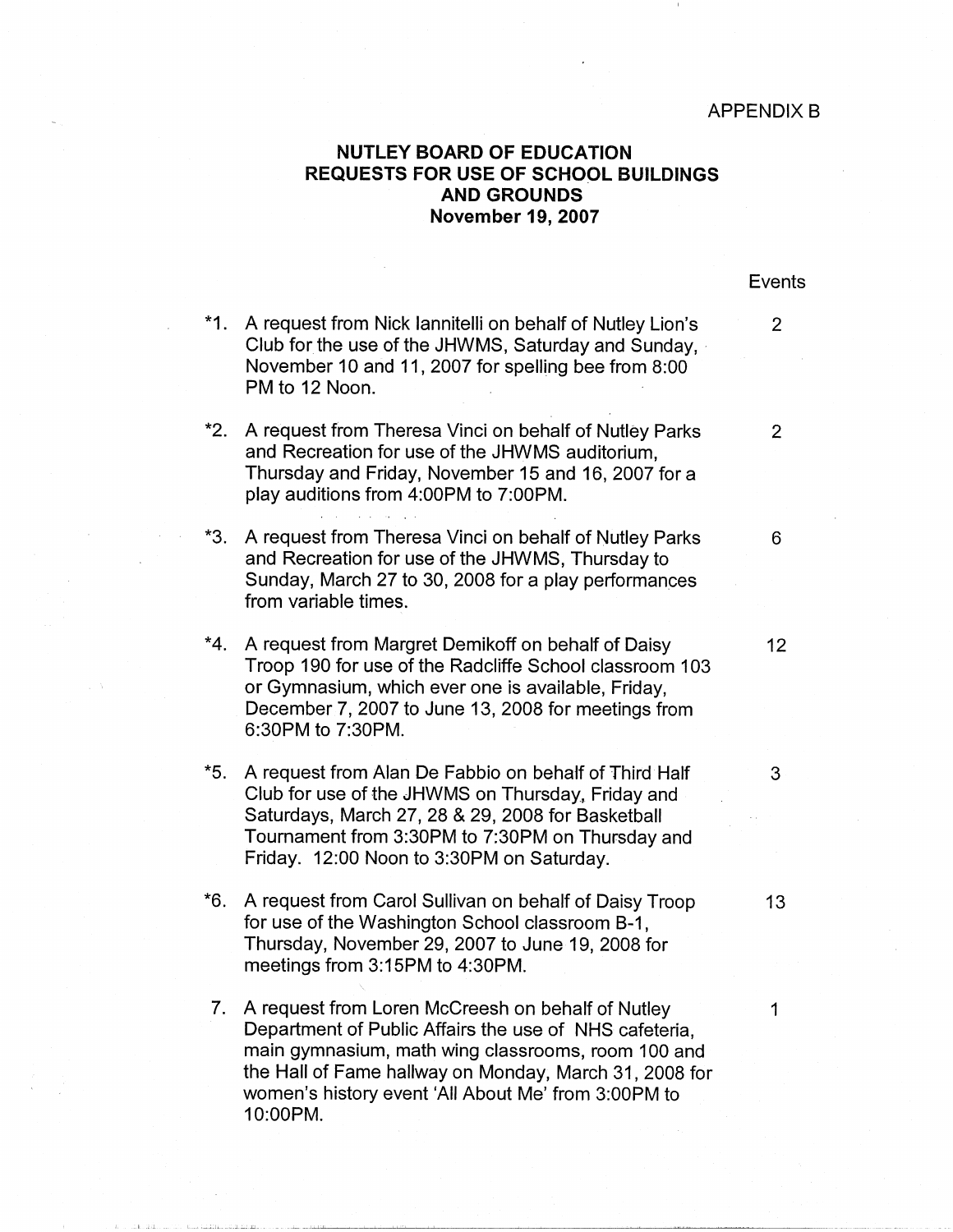APPENDIX B

# NUTLEY BOARD OF EDUCATION
## REQUESTS FOR USE OF SCHOOL BUILDINGS AND GROUNDS
### November 19, 2007

| | Request | Events |
|---|---|---|
| *1. | A request from Nick Iannitelli on behalf of Nutley Lion's Club for the use of the JHWMS, Saturday and Sunday, November 10 and 11, 2007 for spelling bee from 8:00 PM to 12 Noon. | 2 |
| *2. | A request from Theresa Vinci on behalf of Nutley Parks and Recreation for use of the JHWMS auditorium, Thursday and Friday, November 15 and 16, 2007 for a play auditions from 4:00PM to 7:00PM. | 2 |
| *3. | A request from Theresa Vinci on behalf of Nutley Parks and Recreation for use of the JHWMS, Thursday to Sunday, March 27 to 30, 2008 for a play performances from variable times. | 6 |
| *4. | A request from Margret Demikoff on behalf of Daisy Troop 190 for use of the Radcliffe School classroom 103 or Gymnasium, which ever one is available, Friday, December 7, 2007 to June 13, 2008 for meetings from 6:30PM to 7:30PM. | 12 |
| *5. | A request from Alan De Fabbio on behalf of Third Half Club for use of the JHWMS on Thursday, Friday and Saturdays, March 27, 28 & 29, 2008 for Basketball Tournament from 3:30PM to 7:30PM on Thursday and Friday. 12:00 Noon to 3:30PM on Saturday. | 3 |
| *6. | A request from Carol Sullivan on behalf of Daisy Troop for use of the Washington School classroom B-1, Thursday, November 29, 2007 to June 19, 2008 for meetings from 3:15PM to 4:30PM. | 13 |
| 7. | A request from Loren McCreesh on behalf of Nutley Department of Public Affairs the use of NHS cafeteria, main gymnasium, math wing classrooms, room 100 and the Hall of Fame hallway on Monday, March 31, 2008 for women's history event 'All About Me' from 3:00PM to 10:00PM. | 1 |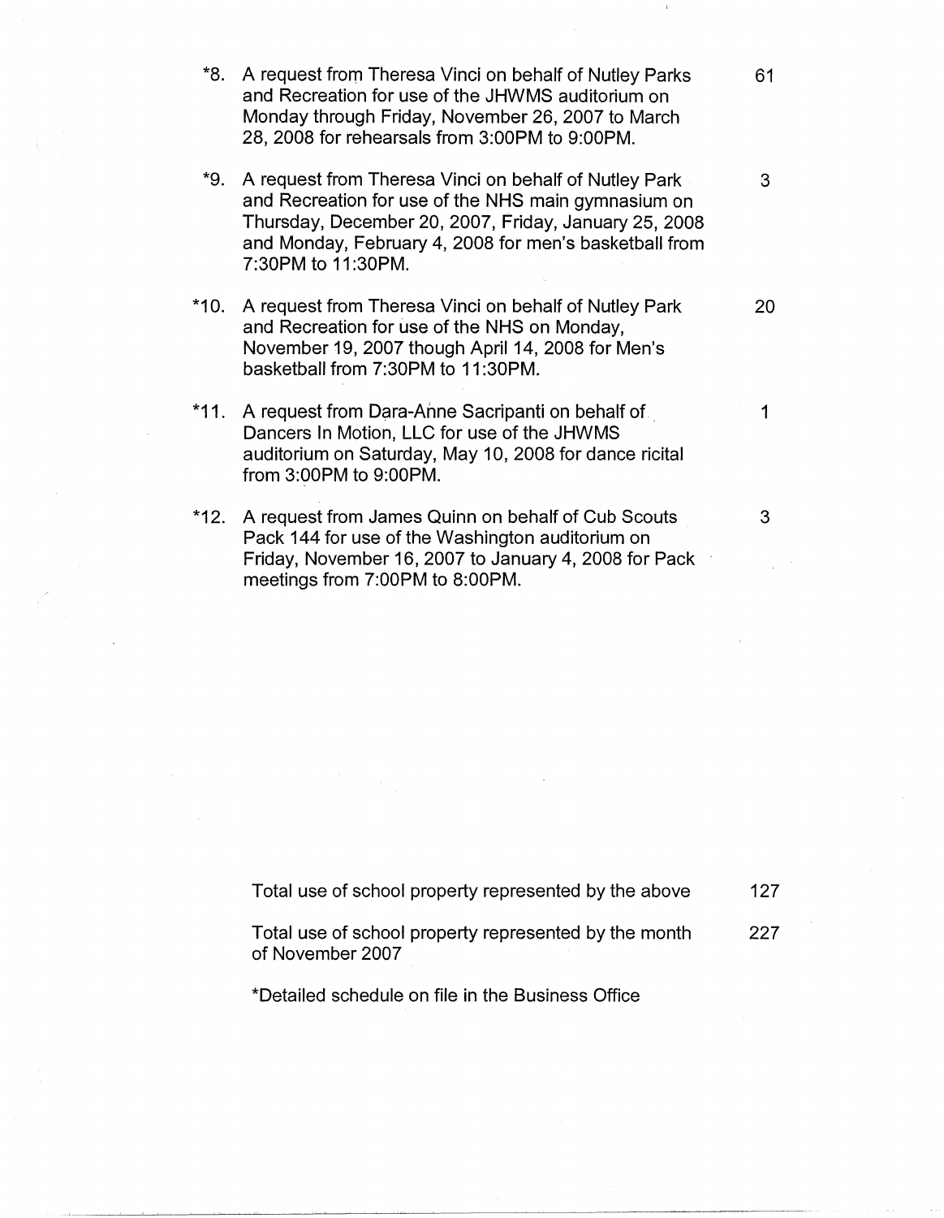| | | |
|---|---|---|
| *8. | A request from Theresa Vinci on behalf of Nutley Parks and Recreation for use of the JHWMS auditorium on Monday through Friday, November 26, 2007 to March 28, 2008 for rehearsals from 3:00PM to 9:00PM. | 61 |
| *9. | A request from Theresa Vinci on behalf of Nutley Park and Recreation for use of the NHS main gymnasium on Thursday, December 20, 2007, Friday, January 25, 2008 and Monday, February 4, 2008 for men's basketball from 7:30PM to 11:30PM. | 3 |
| *10. | A request from Theresa Vinci on behalf of Nutley Park and Recreation for use of the NHS on Monday, November 19, 2007 though April 14, 2008 for Men's basketball from 7:30PM to 11:30PM. | 20 |
| *11. | A request from Dara-Anne Sacripanti on behalf of Dancers In Motion, LLC for use of the JHWMS auditorium on Saturday, May 10, 2008 for dance ricital from 3:00PM to 9:00PM. | 1 |
| *12. | A request from James Quinn on behalf of Cub Scouts Pack 144 for use of the Washington auditorium on Friday, November 16, 2007 to January 4, 2008 for Pack meetings from 7:00PM to 8:00PM. | 3 |

| | |
|---|---|
| Total use of school property represented by the above | 127 |
| Total use of school property represented by the month of November 2007 | 227 |

*Detailed schedule on file in the Business Office